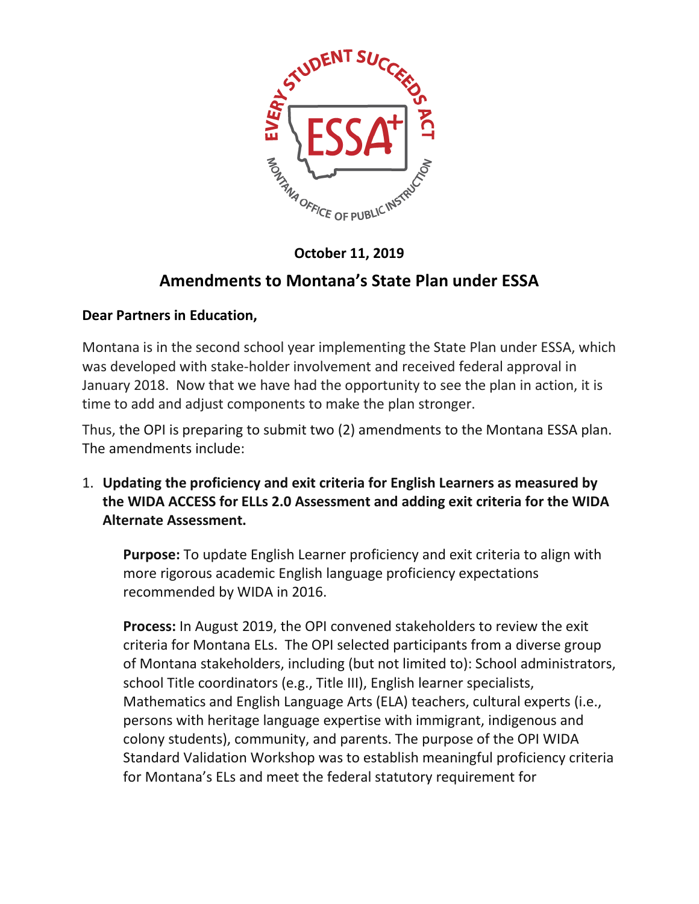**October 11, 2019**

## Amendments to Montana's State Plan under ESSA

**Dear Partners in Education,**

Montana is in the second school year implementing the State Plan under ESSA, which was developed with stake-holder involvement and received federal approval in January 2018. Now that we have had the opportunity to see the plan in action, it is time to add and adjust components to make the plan stronger.

Thus, the OPI is preparing to submit two (2) amendments to the Montana ESSA plan. The amendments include:

1. **Updating the proficiency and exit criteria for English Learners as measured by the WIDA ACCESS for ELLs 2.0 Assessment and adding exit criteria for the WIDA Alternate Assessment.**

   **Purpose:** To update English Learner proficiency and exit criteria to align with more rigorous academic English language proficiency expectations recommended by WIDA in 2016.

   **Process:** In August 2019, the OPI convened stakeholders to review the exit criteria for Montana ELs. The OPI selected participants from a diverse group of Montana stakeholders, including (but not limited to): School administrators, school Title coordinators (e.g., Title III), English learner specialists, Mathematics and English Language Arts (ELA) teachers, cultural experts (i.e., persons with heritage language expertise with immigrant, indigenous and colony students), community, and parents. The purpose of the OPI WIDA Standard Validation Workshop was to establish meaningful proficiency criteria for Montana's ELs and meet the federal statutory requirement for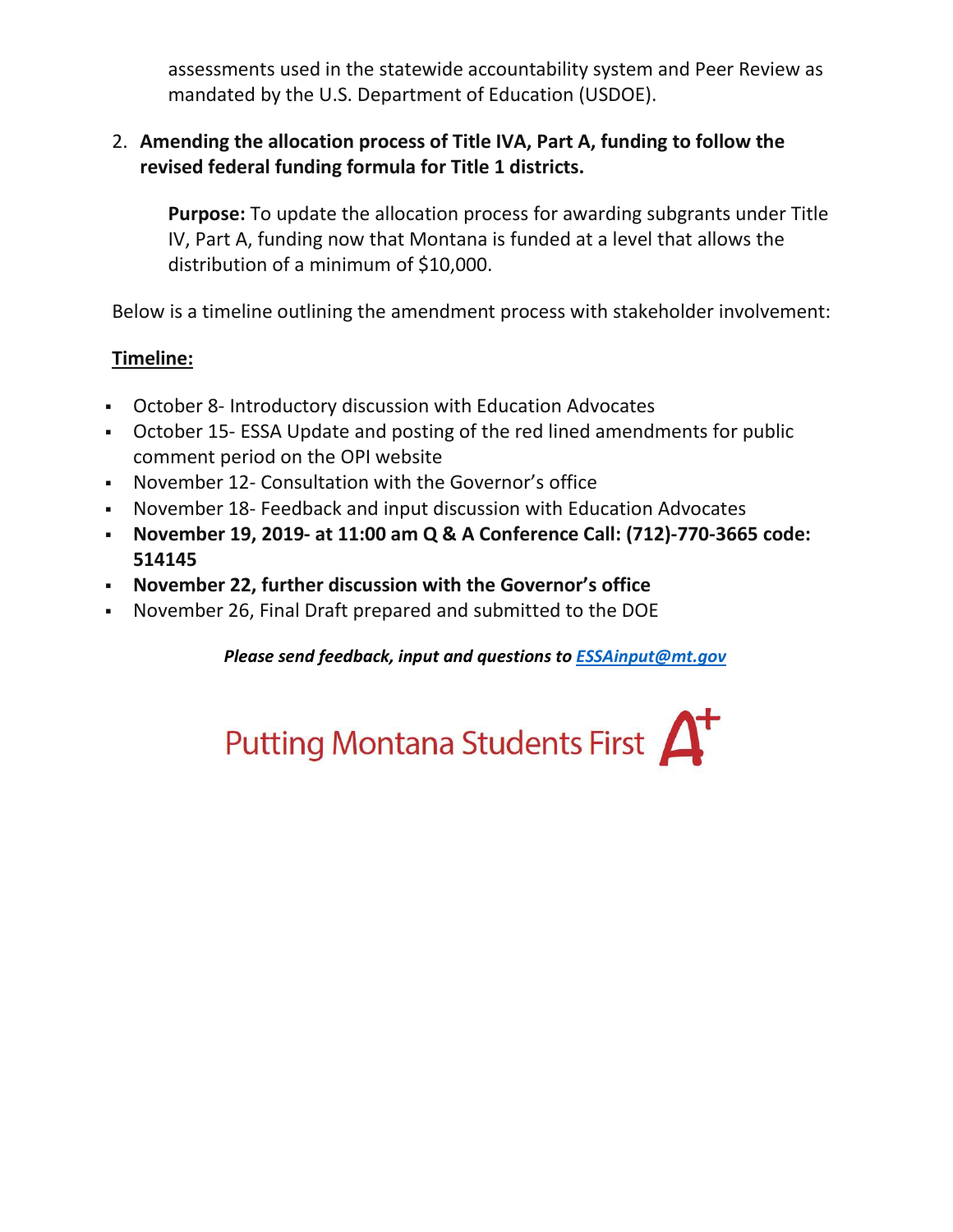assessments used in the statewide accountability system and Peer Review as mandated by the U.S. Department of Education (USDOE).

2. **Amending the allocation process of Title IVA, Part A, funding to follow the revised federal funding formula for Title 1 districts.**

   **Purpose:** To update the allocation process for awarding subgrants under Title IV, Part A, funding now that Montana is funded at a level that allows the distribution of a minimum of $10,000.

Below is a timeline outlining the amendment process with stakeholder involvement:

**Timeline:**

- October 8- Introductory discussion with Education Advocates
- October 15- ESSA Update and posting of the red lined amendments for public comment period on the OPI website
- November 12- Consultation with the Governor's office
- November 18- Feedback and input discussion with Education Advocates
- **November 19, 2019- at 11:00 am Q & A Conference Call: (712)-770-3665 code: 514145**
- **November 22, further discussion with the Governor's office**
- November 26, Final Draft prepared and submitted to the DOE

***Please send feedback, input and questions to [ESSAinput@mt.gov](mailto:ESSAinput@mt.gov)***

Putting Montana Students First A+